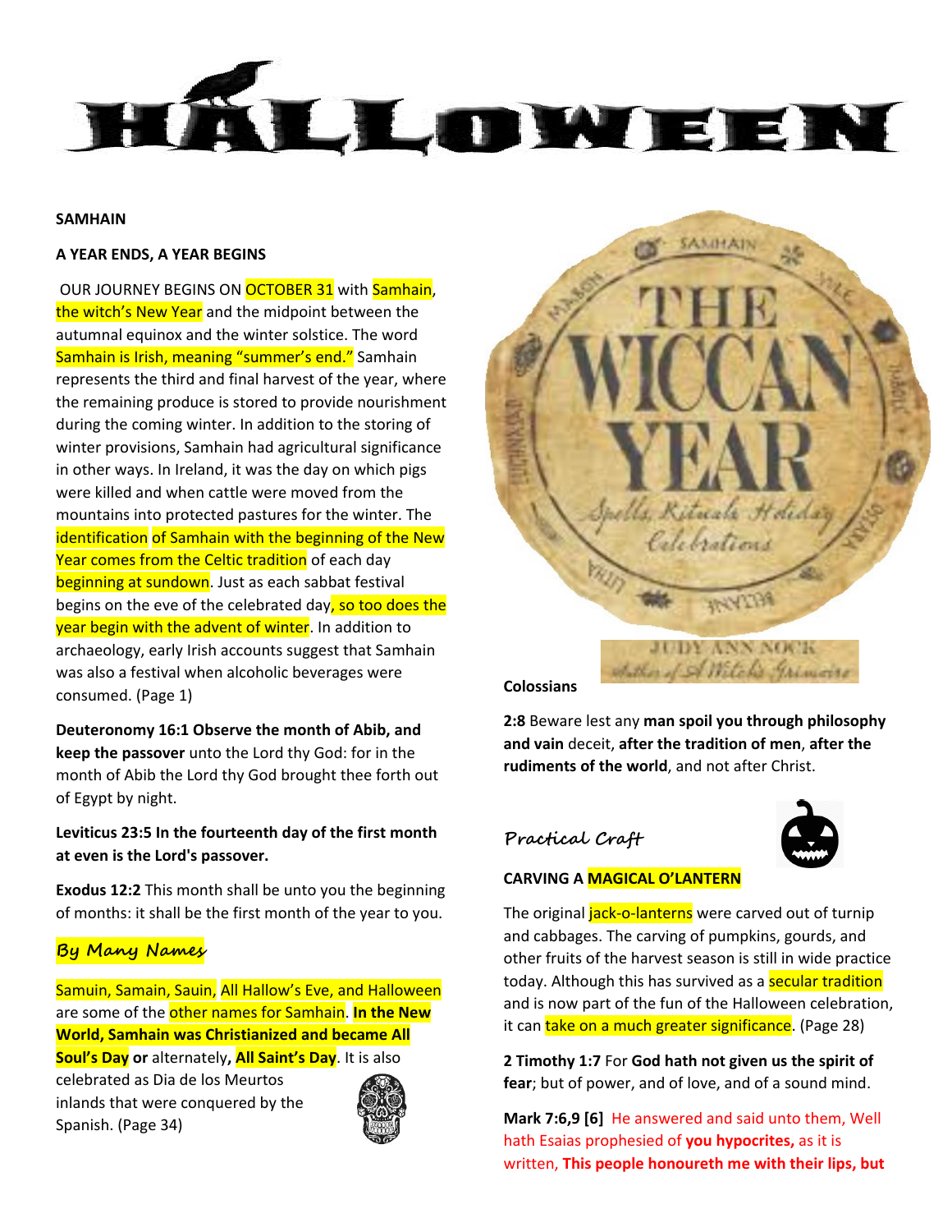# HALLOWEEN

**SAMHAIN**

**A YEAR ENDS, A YEAR BEGINS**

OUR JOURNEY BEGINS ON OCTOBER 31 with Samhain, the witch's New Year and the midpoint between the autumnal equinox and the winter solstice. The word Samhain is Irish, meaning "summer's end." Samhain represents the third and final harvest of the year, where the remaining produce is stored to provide nourishment during the coming winter. In addition to the storing of winter provisions, Samhain had agricultural significance in other ways. In Ireland, it was the day on which pigs were killed and when cattle were moved from the mountains into protected pastures for the winter. The identification of Samhain with the beginning of the New Year comes from the Celtic tradition of each day beginning at sundown. Just as each sabbat festival begins on the eve of the celebrated day, so too does the year begin with the advent of winter. In addition to archaeology, early Irish accounts suggest that Samhain was also a festival when alcoholic beverages were consumed. (Page 1)

**Deuteronomy 16:1 Observe the month of Abib, and keep the passover** unto the Lord thy God: for in the month of Abib the Lord thy God brought thee forth out of Egypt by night.

**Leviticus 23:5 In the fourteenth day of the first month at even is the Lord's passover.**

**Exodus 12:2** This month shall be unto you the beginning of months: it shall be the first month of the year to you.

## By Many Names

Samuin, Samain, Sauin, All Hallow's Eve, and Halloween are some of the other names for Samhain. **In the New World, Samhain was Christianized and became All Soul's Day or** alternately**, All Saint's Day**. It is also celebrated as Dia de los Meurtos inlands that were conquered by the Spanish. (Page 34)

THE WICCAN YEAR
Spells, Rituals, Holiday Celebrations
JUDY ANN NOCK
Author of A Witch's Grimoire

**Colossians**

**2:8** Beware lest any **man spoil you through philosophy and vain** deceit, **after the tradition of men**, **after the rudiments of the world**, and not after Christ.

## Practical Craft

**CARVING A MAGICAL O'LANTERN**

The original jack-o-lanterns were carved out of turnip and cabbages. The carving of pumpkins, gourds, and other fruits of the harvest season is still in wide practice today. Although this has survived as a secular tradition and is now part of the fun of the Halloween celebration, it can take on a much greater significance. (Page 28)

**2 Timothy 1:7** For **God hath not given us the spirit of fear**; but of power, and of love, and of a sound mind.

**Mark 7:6,9 [6]** He answered and said unto them, Well hath Esaias prophesied of **you hypocrites,** as it is written, **This people honoureth me with their lips, but**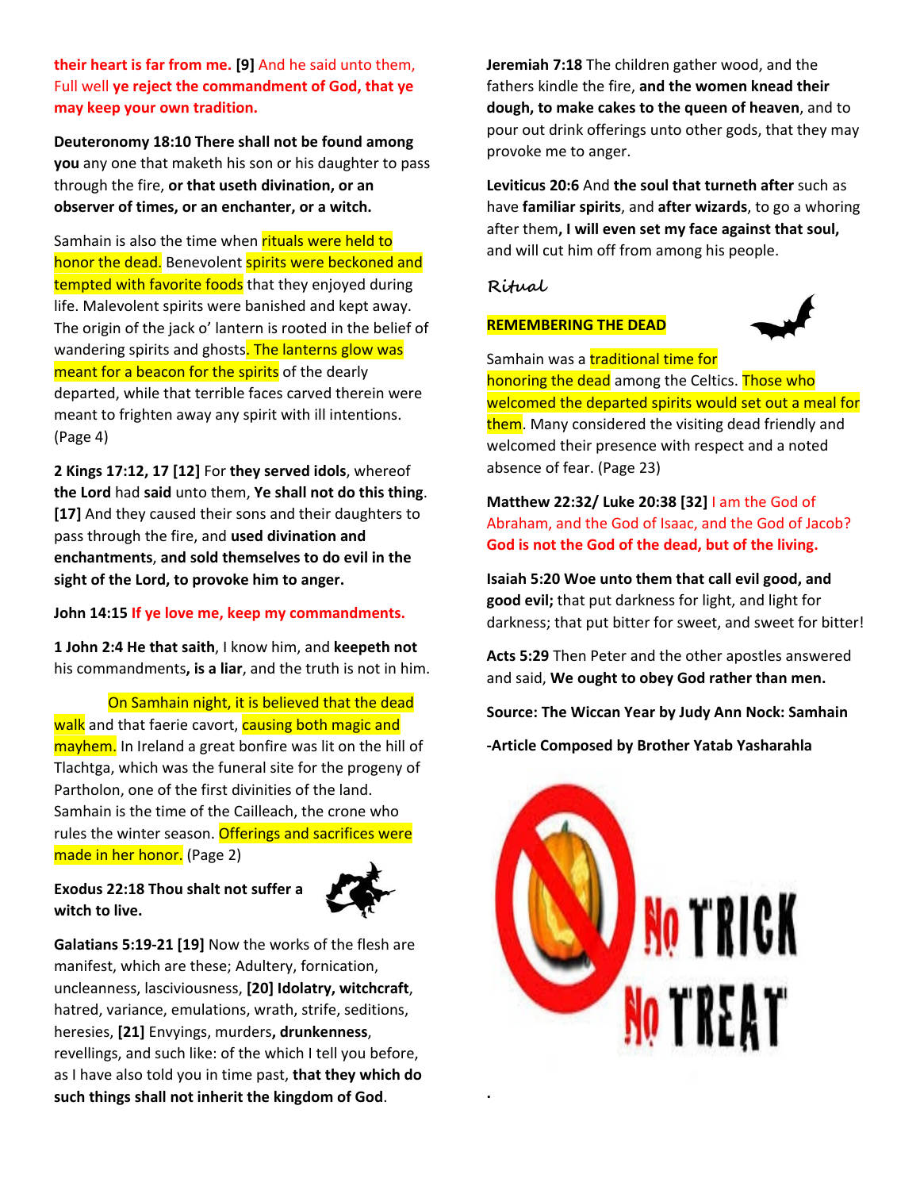**their heart is far from me. [9]** And he said unto them, Full well **ye reject the commandment of God, that ye may keep your own tradition.**

**Deuteronomy 18:10 There shall not be found among you** any one that maketh his son or his daughter to pass through the fire, **or that useth divination, or an observer of times, or an enchanter, or a witch.**

Samhain is also the time when rituals were held to honor the dead. Benevolent spirits were beckoned and tempted with favorite foods that they enjoyed during life. Malevolent spirits were banished and kept away. The origin of the jack o' lantern is rooted in the belief of wandering spirits and ghosts. The lanterns glow was meant for a beacon for the spirits of the dearly departed, while that terrible faces carved therein were meant to frighten away any spirit with ill intentions. (Page 4)

**2 Kings 17:12, 17 [12]** For **they served idols**, whereof **the Lord** had **said** unto them, **Ye shall not do this thing**. **[17]** And they caused their sons and their daughters to pass through the fire, and **used divination and enchantments**, **and sold themselves to do evil in the sight of the Lord, to provoke him to anger.**

**John 14:15 If ye love me, keep my commandments.**

**1 John 2:4 He that saith**, I know him, and **keepeth not** his commandments**, is a liar**, and the truth is not in him.

On Samhain night, it is believed that the dead walk and that faerie cavort, causing both magic and mayhem. In Ireland a great bonfire was lit on the hill of Tlachtga, which was the funeral site for the progeny of Partholon, one of the first divinities of the land. Samhain is the time of the Cailleach, the crone who rules the winter season. Offerings and sacrifices were made in her honor. (Page 2)

**Exodus 22:18 Thou shalt not suffer a witch to live.**

**Galatians 5:19-21 [19]** Now the works of the flesh are manifest, which are these; Adultery, fornication, uncleanness, lasciviousness, **[20] Idolatry, witchcraft**, hatred, variance, emulations, wrath, strife, seditions, heresies, **[21]** Envyings, murders**, drunkenness**, revellings, and such like: of the which I tell you before, as I have also told you in time past, **that they which do such things shall not inherit the kingdom of God**.

**Jeremiah 7:18** The children gather wood, and the fathers kindle the fire, **and the women knead their dough, to make cakes to the queen of heaven**, and to pour out drink offerings unto other gods, that they may provoke me to anger.

**Leviticus 20:6** And **the soul that turneth after** such as have **familiar spirits**, and **after wizards**, to go a whoring after them**, I will even set my face against that soul,** and will cut him off from among his people.

## Ritual

**REMEMBERING THE DEAD**

Samhain was a traditional time for honoring the dead among the Celtics. Those who welcomed the departed spirits would set out a meal for them. Many considered the visiting dead friendly and welcomed their presence with respect and a noted absence of fear. (Page 23)

**Matthew 22:32/ Luke 20:38 [32]** I am the God of Abraham, and the God of Isaac, and the God of Jacob? **God is not the God of the dead, but of the living.**

**Isaiah 5:20 Woe unto them that call evil good, and good evil;** that put darkness for light, and light for darkness; that put bitter for sweet, and sweet for bitter!

**Acts 5:29** Then Peter and the other apostles answered and said, **We ought to obey God rather than men.**

**Source: The Wiccan Year by Judy Ann Nock: Samhain**

**-Article Composed by Brother Yatab Yasharahla**

NO TRICK
NO TREAT